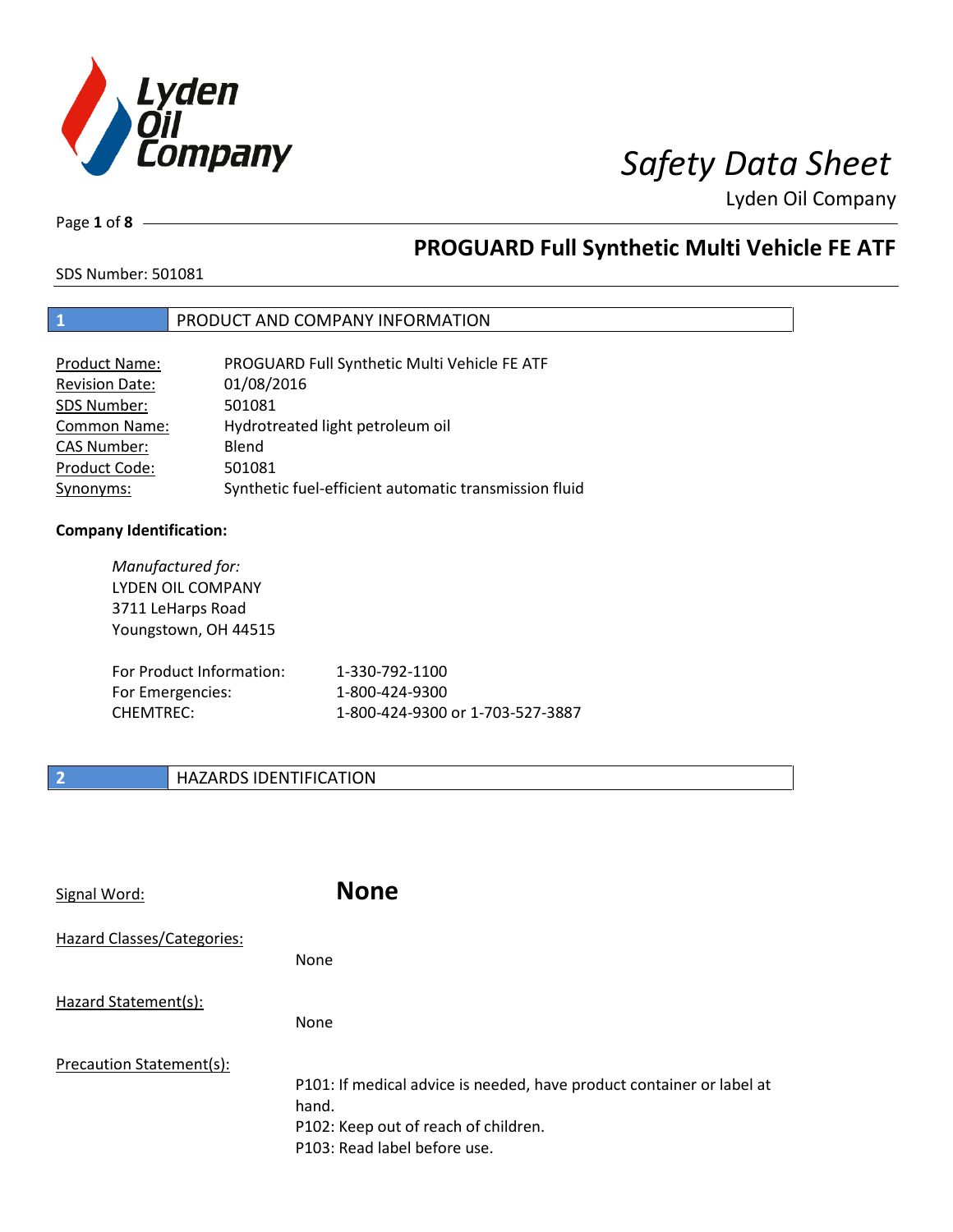# Safety Data Sheet

Lyden Oil Company

## PROGUARD Full Synthetic Multi Vehicle FE ATF

SDS Number: 501081

## 1 PRODUCT AND COMPANY INFORMATION

| | |
|---|---|
| Product Name: | PROGUARD Full Synthetic Multi Vehicle FE ATF |
| Revision Date: | 01/08/2016 |
| SDS Number: | 501081 |
| Common Name: | Hydrotreated light petroleum oil |
| CAS Number: | Blend |
| Product Code: | 501081 |
| Synonyms: | Synthetic fuel-efficient automatic transmission fluid |

**Company Identification:**

*Manufactured for:*
LYDEN OIL COMPANY
3711 LeHarps Road
Youngstown, OH 44515

| | |
|---|---|
| For Product Information: | 1-330-792-1100 |
| For Emergencies: | 1-800-424-9300 |
| CHEMTREC: | 1-800-424-9300 or 1-703-527-3887 |

## 2 HAZARDS IDENTIFICATION

Signal Word: **None**

Hazard Classes/Categories:

None

Hazard Statement(s):

None

Precaution Statement(s):

P101: If medical advice is needed, have product container or label at hand.
P102: Keep out of reach of children.
P103: Read label before use.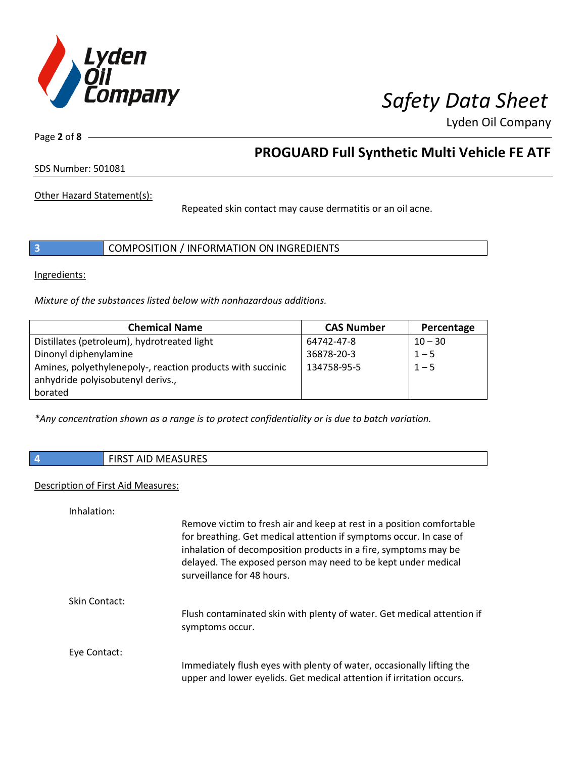Other Hazard Statement(s):

Repeated skin contact may cause dermatitis or an oil acne.

## 3 COMPOSITION / INFORMATION ON INGREDIENTS

Ingredients:

*Mixture of the substances listed below with nonhazardous additions.*

| Chemical Name | CAS Number | Percentage |
|---|---|---|
| Distillates (petroleum), hydrotreated light | 64742-47-8 | 10 – 30 |
| Dinonyl diphenylamine | 36878-20-3 | 1 – 5 |
| Amines, polyethylenepoly-, reaction products with succinic anhydride polyisobutenyl derivs., borated | 134758-95-5 | 1 – 5 |

*\*Any concentration shown as a range is to protect confidentiality or is due to batch variation.*

## 4 FIRST AID MEASURES

Description of First Aid Measures:

Inhalation:

Remove victim to fresh air and keep at rest in a position comfortable for breathing. Get medical attention if symptoms occur. In case of inhalation of decomposition products in a fire, symptoms may be delayed. The exposed person may need to be kept under medical surveillance for 48 hours.

Skin Contact:

Flush contaminated skin with plenty of water. Get medical attention if symptoms occur.

Eye Contact:

Immediately flush eyes with plenty of water, occasionally lifting the upper and lower eyelids. Get medical attention if irritation occurs.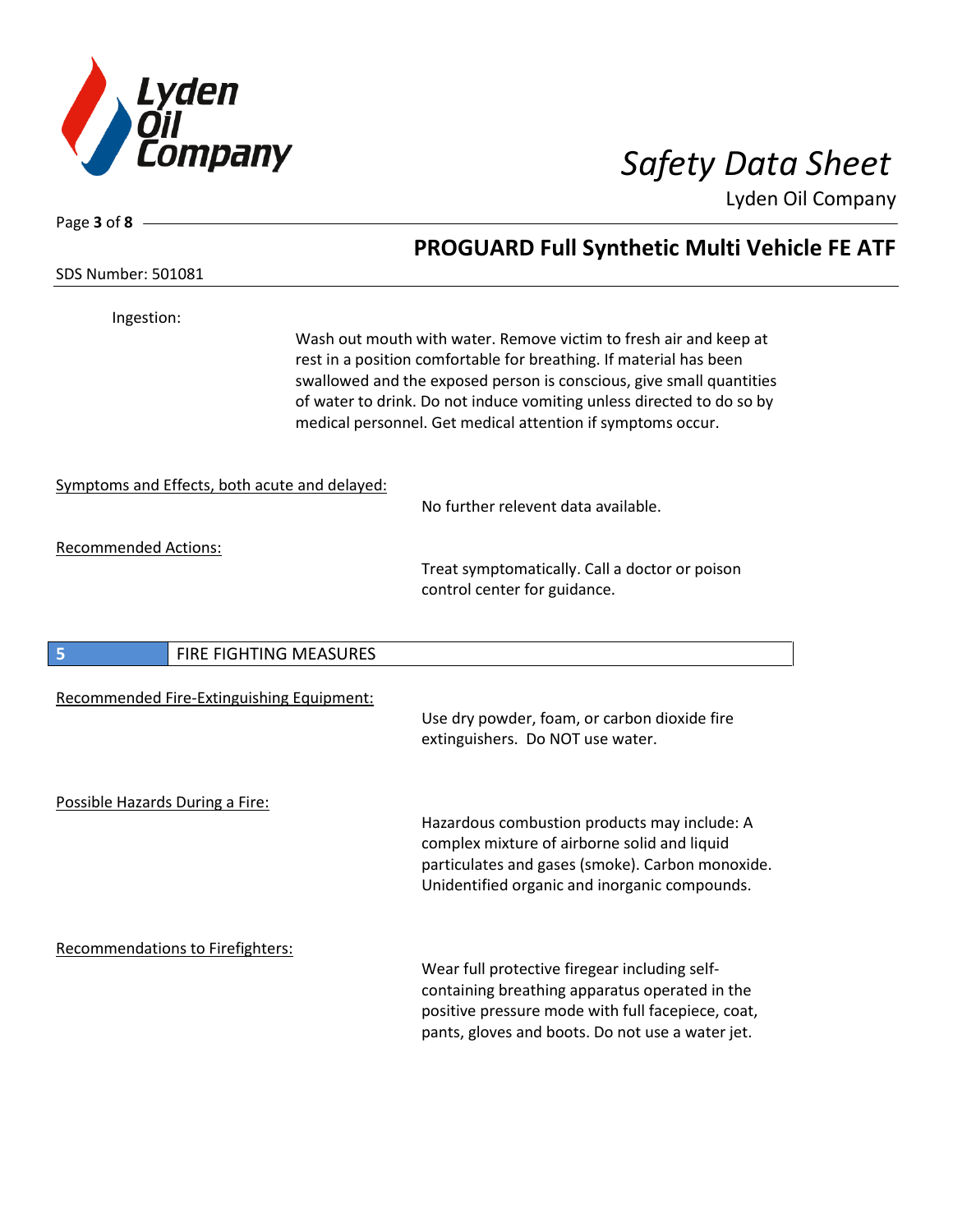Ingestion:

Wash out mouth with water. Remove victim to fresh air and keep at rest in a position comfortable for breathing. If material has been swallowed and the exposed person is conscious, give small quantities of water to drink. Do not induce vomiting unless directed to do so by medical personnel. Get medical attention if symptoms occur.

Symptoms and Effects, both acute and delayed:

No further relevent data available.

Recommended Actions:

Treat symptomatically. Call a doctor or poison control center for guidance.

## 5 FIRE FIGHTING MEASURES

Recommended Fire-Extinguishing Equipment:

Use dry powder, foam, or carbon dioxide fire extinguishers. Do NOT use water.

Possible Hazards During a Fire:

Hazardous combustion products may include: A complex mixture of airborne solid and liquid particulates and gases (smoke). Carbon monoxide. Unidentified organic and inorganic compounds.

Recommendations to Firefighters:

Wear full protective firegear including self-containing breathing apparatus operated in the positive pressure mode with full facepiece, coat, pants, gloves and boots. Do not use a water jet.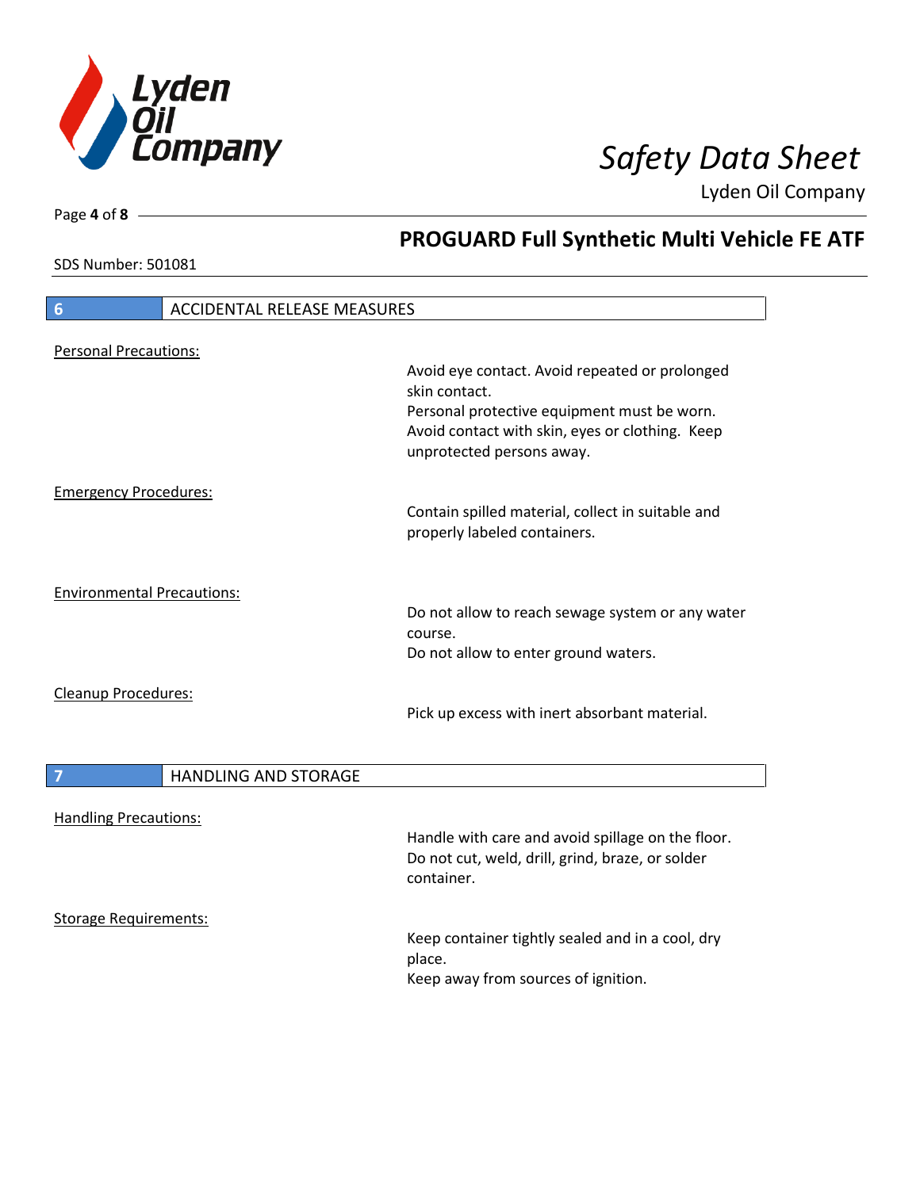## 6 ACCIDENTAL RELEASE MEASURES

Personal Precautions:

Avoid eye contact. Avoid repeated or prolonged skin contact.
Personal protective equipment must be worn.
Avoid contact with skin, eyes or clothing. Keep unprotected persons away.

Emergency Procedures:

Contain spilled material, collect in suitable and properly labeled containers.

Environmental Precautions:

Do not allow to reach sewage system or any water course.
Do not allow to enter ground waters.

Cleanup Procedures:

Pick up excess with inert absorbant material.

## 7 HANDLING AND STORAGE

Handling Precautions:

Handle with care and avoid spillage on the floor.
Do not cut, weld, drill, grind, braze, or solder container.

Storage Requirements:

Keep container tightly sealed and in a cool, dry place.
Keep away from sources of ignition.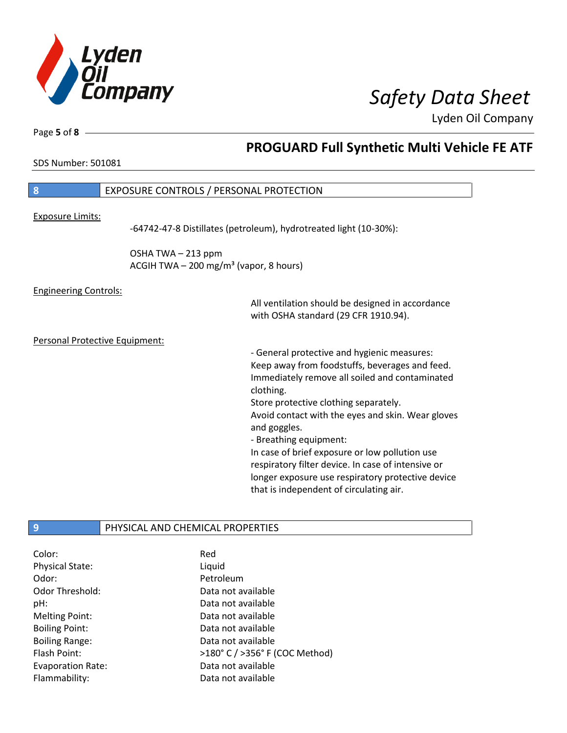## 8 EXPOSURE CONTROLS / PERSONAL PROTECTION

Exposure Limits:

-64742-47-8 Distillates (petroleum), hydrotreated light (10-30%):

OSHA TWA – 213 ppm
ACGIH TWA – 200 mg/m³ (vapor, 8 hours)

Engineering Controls:

All ventilation should be designed in accordance with OSHA standard (29 CFR 1910.94).

Personal Protective Equipment:

- General protective and hygienic measures:
Keep away from foodstuffs, beverages and feed.
Immediately remove all soiled and contaminated clothing.
Store protective clothing separately.
Avoid contact with the eyes and skin. Wear gloves and goggles.
- Breathing equipment:
In case of brief exposure or low pollution use respiratory filter device. In case of intensive or longer exposure use respiratory protective device that is independent of circulating air.

## 9 PHYSICAL AND CHEMICAL PROPERTIES

| | |
|---|---|
| Color: | Red |
| Physical State: | Liquid |
| Odor: | Petroleum |
| Odor Threshold: | Data not available |
| pH: | Data not available |
| Melting Point: | Data not available |
| Boiling Point: | Data not available |
| Boiling Range: | Data not available |
| Flash Point: | >180° C / >356° F (COC Method) |
| Evaporation Rate: | Data not available |
| Flammability: | Data not available |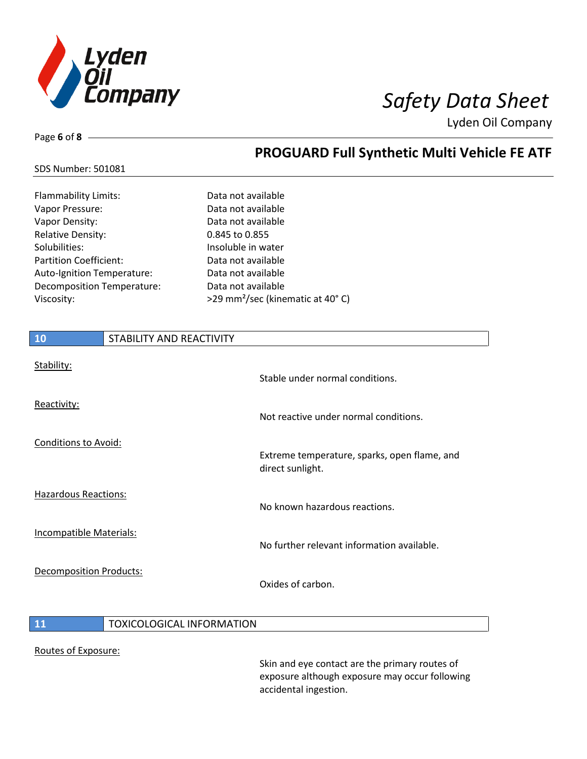| | |
|---|---|
| Flammability Limits: | Data not available |
| Vapor Pressure: | Data not available |
| Vapor Density: | Data not available |
| Relative Density: | 0.845 to 0.855 |
| Solubilities: | Insoluble in water |
| Partition Coefficient: | Data not available |
| Auto-Ignition Temperature: | Data not available |
| Decomposition Temperature: | Data not available |
| Viscosity: | >29 $mm^2$/sec (kinematic at 40° C) |

## 10 STABILITY AND REACTIVITY

**Stability:**

Stable under normal conditions.

**Reactivity:**

Not reactive under normal conditions.

**Conditions to Avoid:**

Extreme temperature, sparks, open flame, and direct sunlight.

**Hazardous Reactions:**

No known hazardous reactions.

**Incompatible Materials:**

No further relevant information available.

**Decomposition Products:**

Oxides of carbon.

## 11 TOXICOLOGICAL INFORMATION

**Routes of Exposure:**

Skin and eye contact are the primary routes of exposure although exposure may occur following accidental ingestion.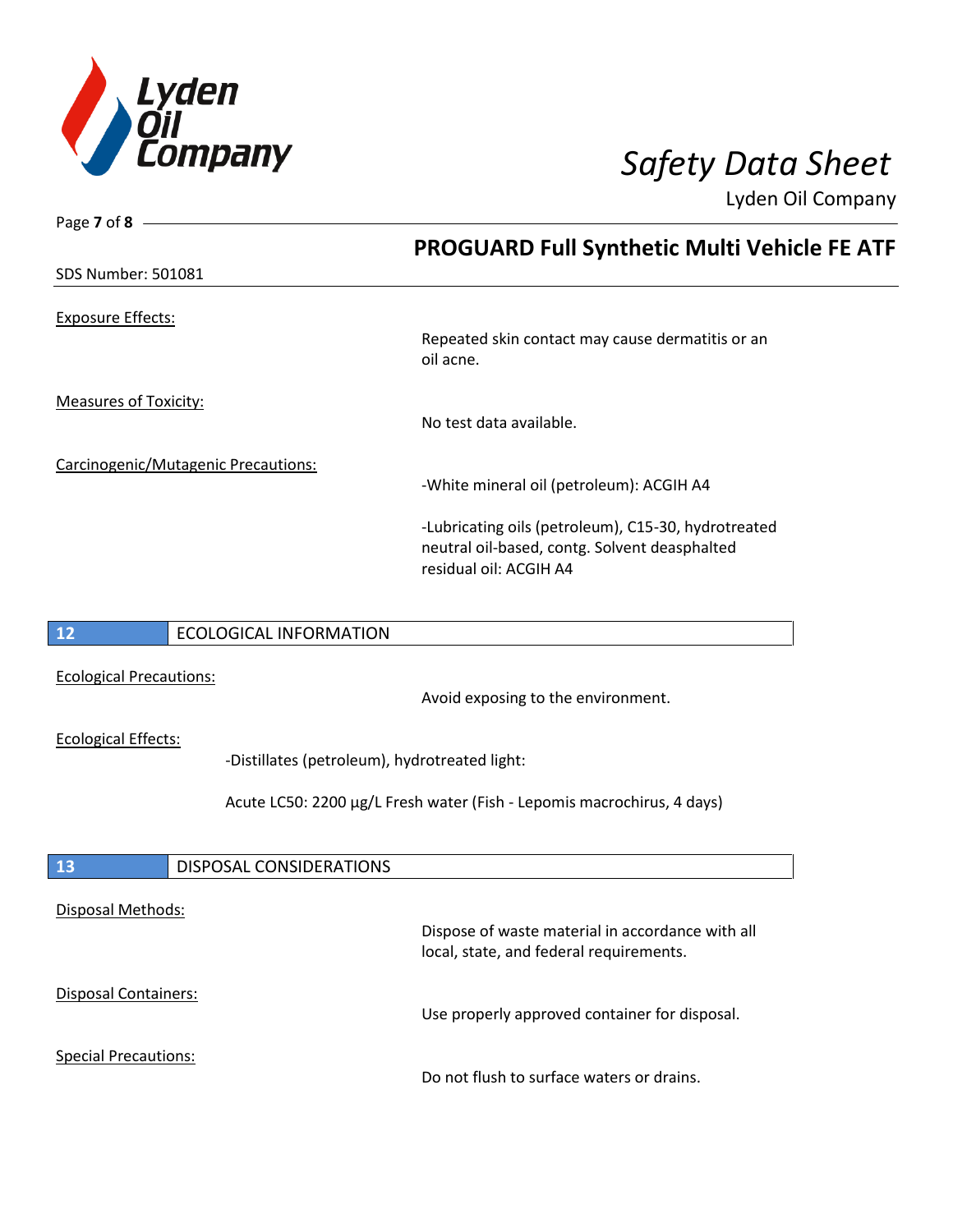## PROGUARD Full Synthetic Multi Vehicle FE ATF

SDS Number: 501081

Exposure Effects:

Repeated skin contact may cause dermatitis or an oil acne.

Measures of Toxicity:

No test data available.

Carcinogenic/Mutagenic Precautions:

-White mineral oil (petroleum): ACGIH A4

-Lubricating oils (petroleum), C15-30, hydrotreated neutral oil-based, contg. Solvent deasphalted residual oil: ACGIH A4

## 12 ECOLOGICAL INFORMATION

Ecological Precautions:

Avoid exposing to the environment.

Ecological Effects:

-Distillates (petroleum), hydrotreated light:

Acute LC50: 2200 µg/L Fresh water (Fish - Lepomis macrochirus, 4 days)

## 13 DISPOSAL CONSIDERATIONS

Disposal Methods:

Dispose of waste material in accordance with all local, state, and federal requirements.

Disposal Containers:

Use properly approved container for disposal.

Special Precautions:

Do not flush to surface waters or drains.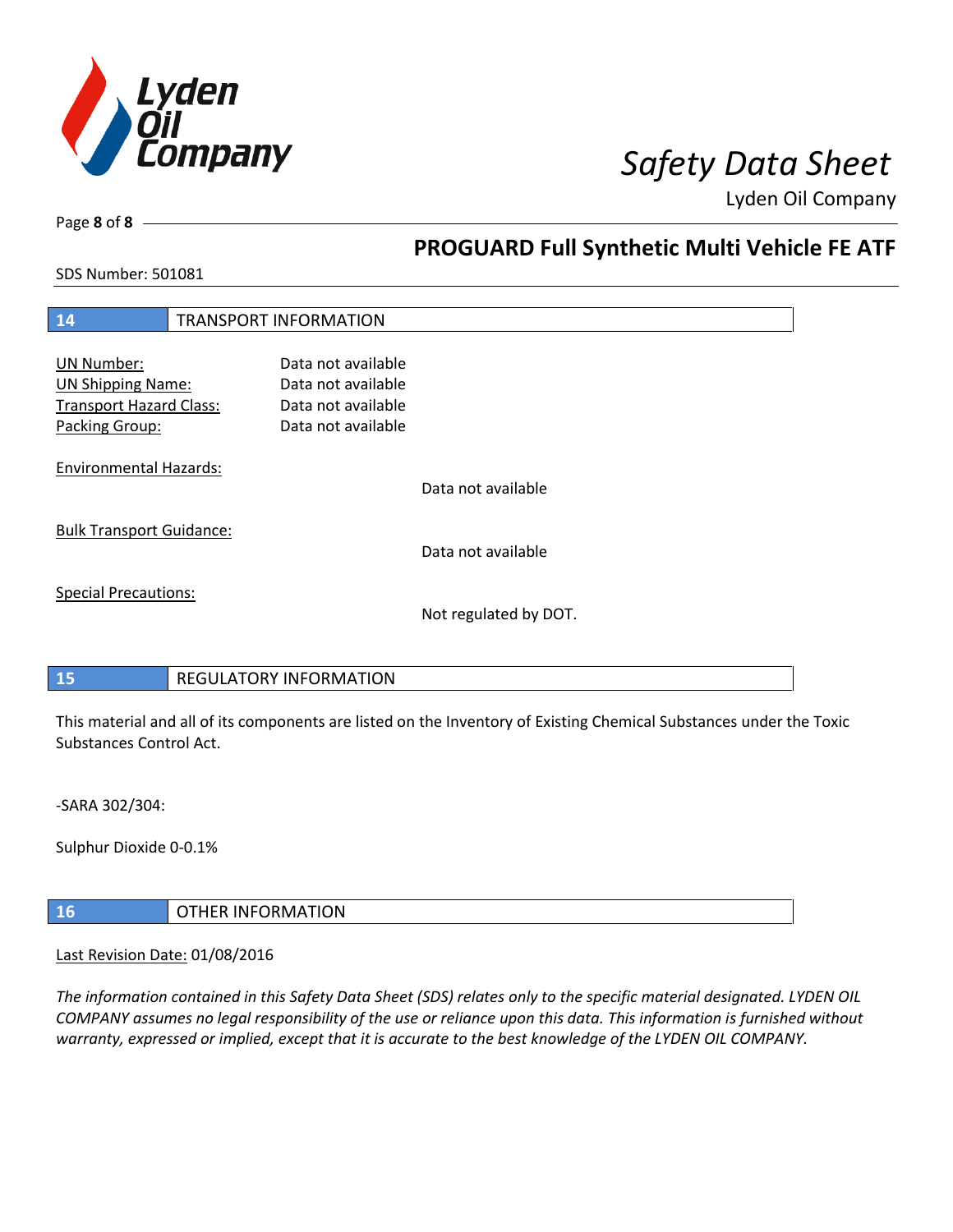## 14 TRANSPORT INFORMATION

| | |
|---|---|
| UN Number: | Data not available |
| UN Shipping Name: | Data not available |
| Transport Hazard Class: | Data not available |
| Packing Group: | Data not available |

Environmental Hazards:

Data not available

Bulk Transport Guidance:

Data not available

Special Precautions:

Not regulated by DOT.

## 15 REGULATORY INFORMATION

This material and all of its components are listed on the Inventory of Existing Chemical Substances under the Toxic Substances Control Act.

-SARA 302/304:

Sulphur Dioxide 0-0.1%

## 16 OTHER INFORMATION

Last Revision Date: 01/08/2016

*The information contained in this Safety Data Sheet (SDS) relates only to the specific material designated. LYDEN OIL COMPANY assumes no legal responsibility of the use or reliance upon this data. This information is furnished without warranty, expressed or implied, except that it is accurate to the best knowledge of the LYDEN OIL COMPANY.*